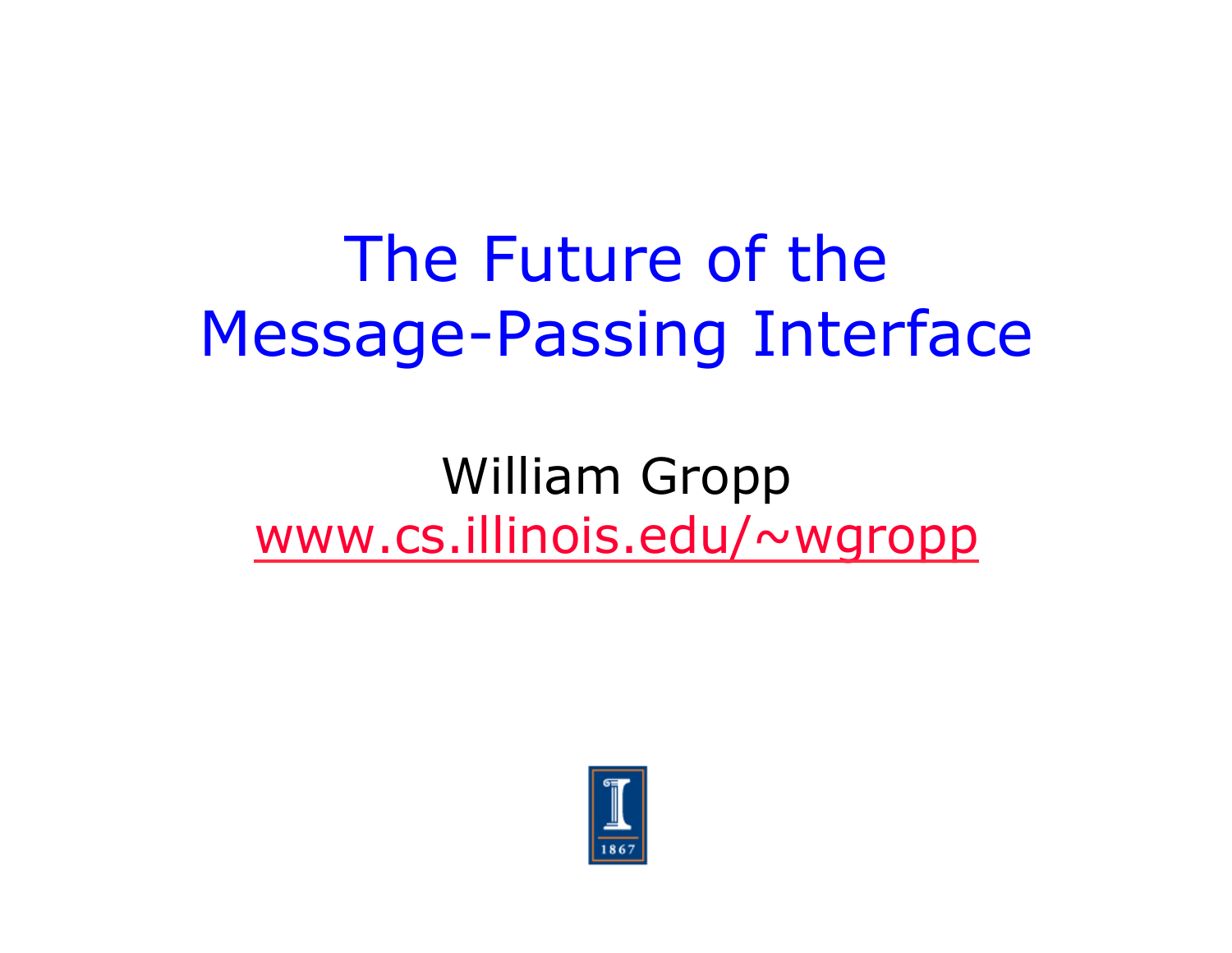# The Future of the Message-Passing Interface

William Gropp

[www.cs.illinois.edu/~wgropp](http://www.cs.illinois.edu/~wgropp)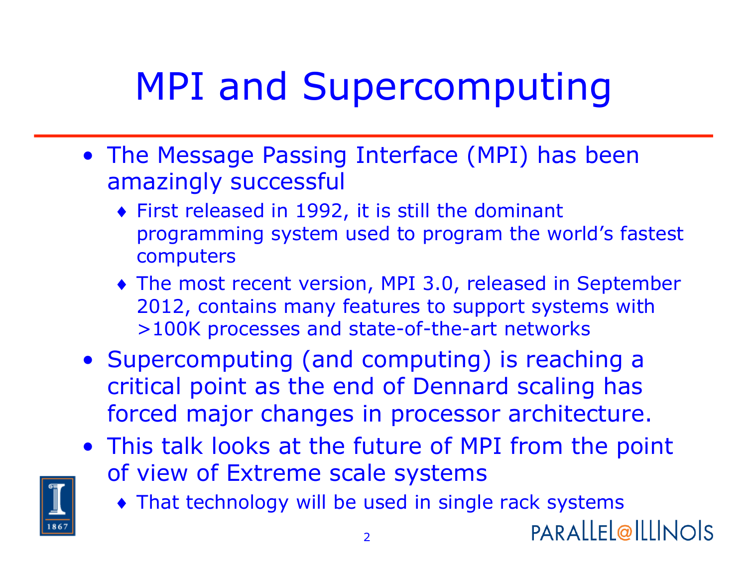# MPI and Supercomputing

- The Message Passing Interface (MPI) has been amazingly successful
  - First released in 1992, it is still the dominant programming system used to program the world's fastest computers
  - The most recent version, MPI 3.0, released in September 2012, contains many features to support systems with >100K processes and state-of-the-art networks
- Supercomputing (and computing) is reaching a critical point as the end of Dennard scaling has forced major changes in processor architecture.
- This talk looks at the future of MPI from the point of view of Extreme scale systems
  - That technology will be used in single rack systems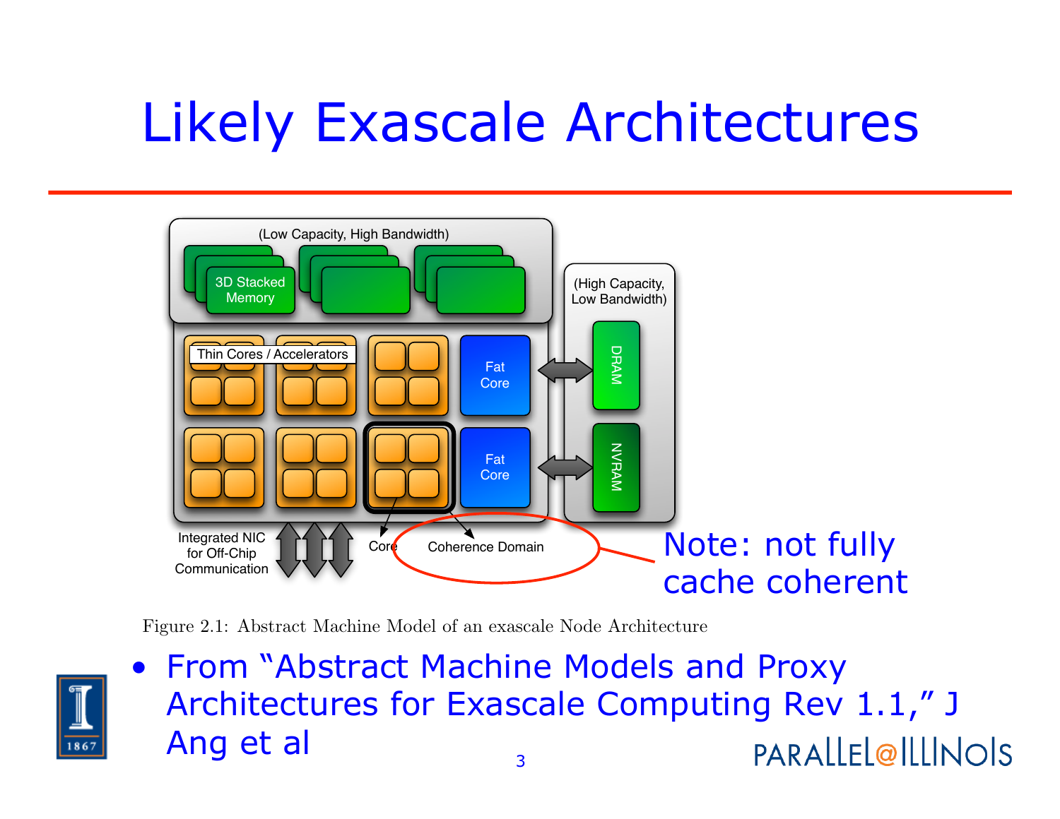# Likely Exascale Architectures

(Low Capacity, High Bandwidth)

3D Stacked Memory

(High Capacity, Low Bandwidth)

Thin Cores / Accelerators

Fat Core

Fat Core

DRAM

NVRAM

Integrated NIC for Off-Chip Communication

Core

Coherence Domain

Note: not fully cache coherent

Figure 2.1: Abstract Machine Model of an exascale Node Architecture

- From "Abstract Machine Models and Proxy Architectures for Exascale Computing Rev 1.1," J Ang et al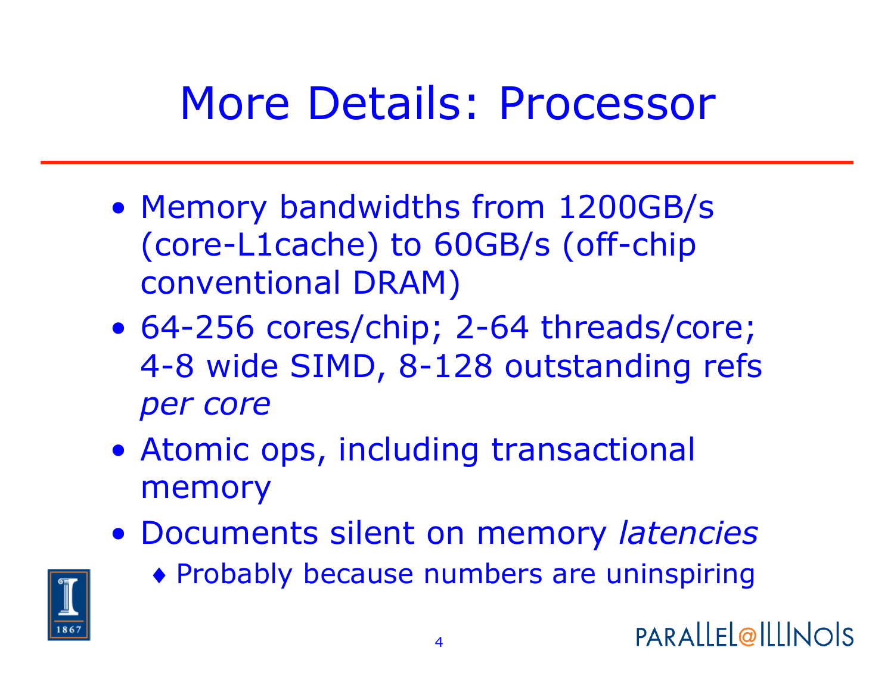# More Details: Processor

- Memory bandwidths from 1200GB/s (core-L1cache) to 60GB/s (off-chip conventional DRAM)
- 64-256 cores/chip; 2-64 threads/core; 4-8 wide SIMD, 8-128 outstanding refs *per core*
- Atomic ops, including transactional memory
- Documents silent on memory *latencies*
  - Probably because numbers are uninspiring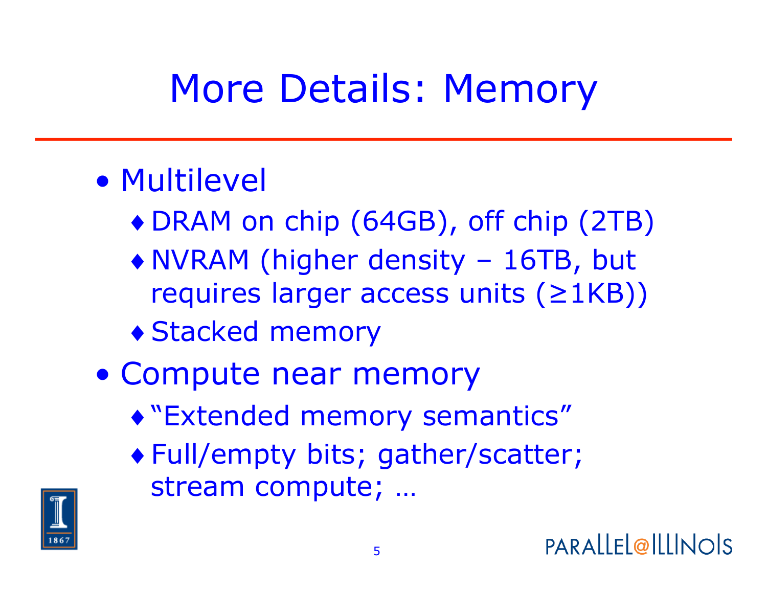# More Details: Memory

- Multilevel
  - DRAM on chip (64GB), off chip (2TB)
  - NVRAM (higher density – 16TB, but requires larger access units (≥1KB))
  - Stacked memory
- Compute near memory
  - "Extended memory semantics"
  - Full/empty bits; gather/scatter; stream compute; …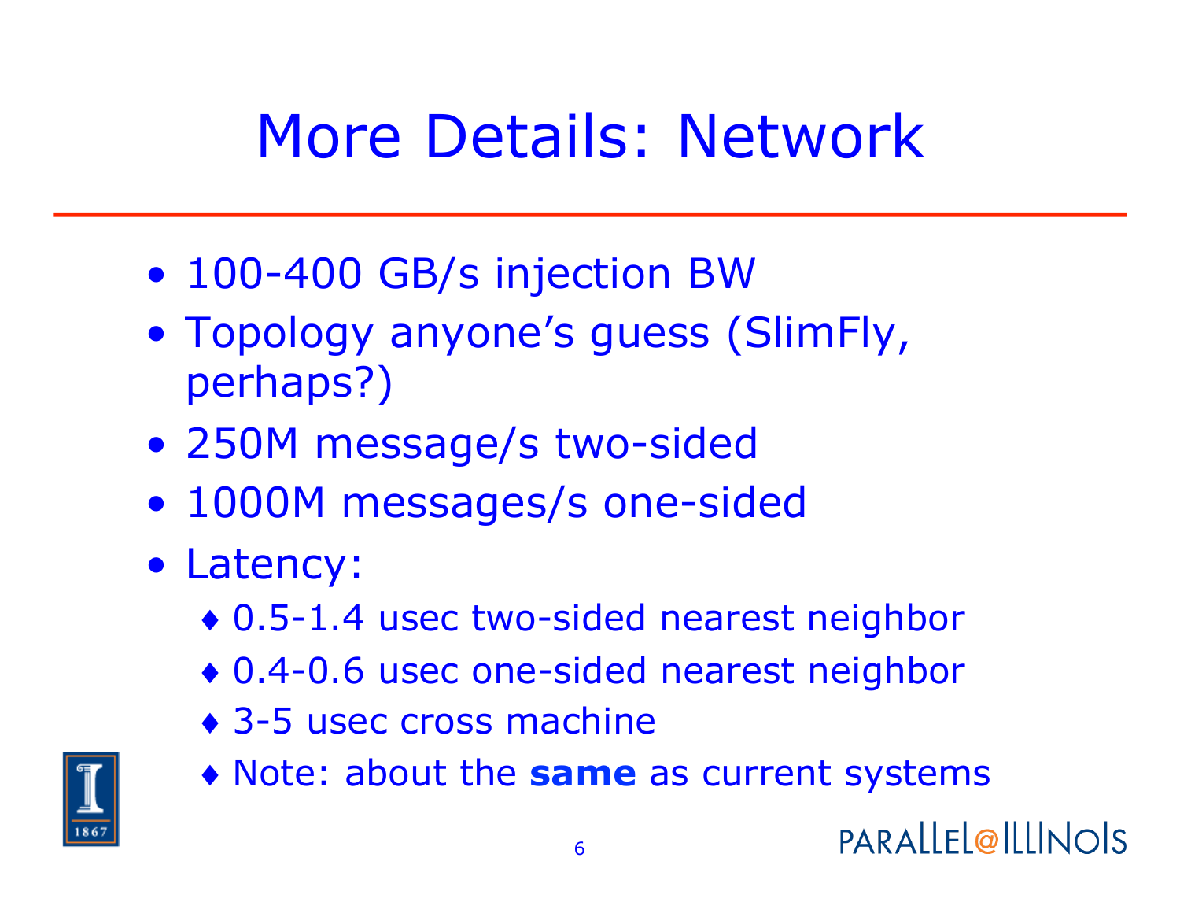# More Details: Network

- 100-400 GB/s injection BW
- Topology anyone's guess (SlimFly, perhaps?)
- 250M message/s two-sided
- 1000M messages/s one-sided
- Latency:
  - 0.5-1.4 usec two-sided nearest neighbor
  - 0.4-0.6 usec one-sided nearest neighbor
  - 3-5 usec cross machine
  - Note: about the **same** as current systems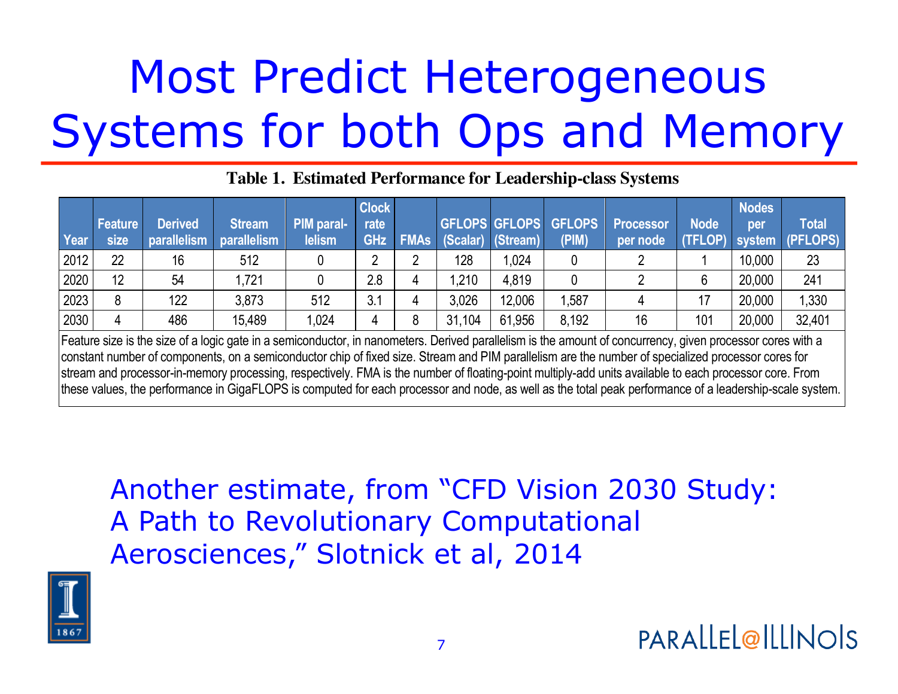# Most Predict Heterogeneous Systems for both Ops and Memory

**Table 1. Estimated Performance for Leadership-class Systems**

| Year | Feature size | Derived parallelism | Stream parallelism | PIM parallelism | Clock rate GHz | FMAs | GFLOPS (Scalar) | GFLOPS (Stream) | GFLOPS (PIM) | Processor per node | Node (TFLOP) | Nodes per system | Total (PFLOPS) |
|---|---|---|---|---|---|---|---|---|---|---|---|---|---|
| 2012 | 22 | 16 | 512 | 0 | 2 | 2 | 128 | 1,024 | 0 | 2 | 1 | 10,000 | 23 |
| 2020 | 12 | 54 | 1,721 | 0 | 2.8 | 4 | 1,210 | 4,819 | 0 | 2 | 6 | 20,000 | 241 |
| 2023 | 8 | 122 | 3,873 | 512 | 3.1 | 4 | 3,026 | 12,006 | 1,587 | 4 | 17 | 20,000 | 1,330 |
| 2030 | 4 | 486 | 15,489 | 1,024 | 4 | 8 | 31,104 | 61,956 | 8,192 | 16 | 101 | 20,000 | 32,401 |

Feature size is the size of a logic gate in a semiconductor, in nanometers. Derived parallelism is the amount of concurrency, given processor cores with a constant number of components, on a semiconductor chip of fixed size. Stream and PIM parallelism are the number of specialized processor cores for stream and processor-in-memory processing, respectively. FMA is the number of floating-point multiply-add units available to each processor core. From these values, the performance in GigaFLOPS is computed for each processor and node, as well as the total peak performance of a leadership-scale system.

Another estimate, from "CFD Vision 2030 Study: A Path to Revolutionary Computational Aerosciences," Slotnick et al, 2014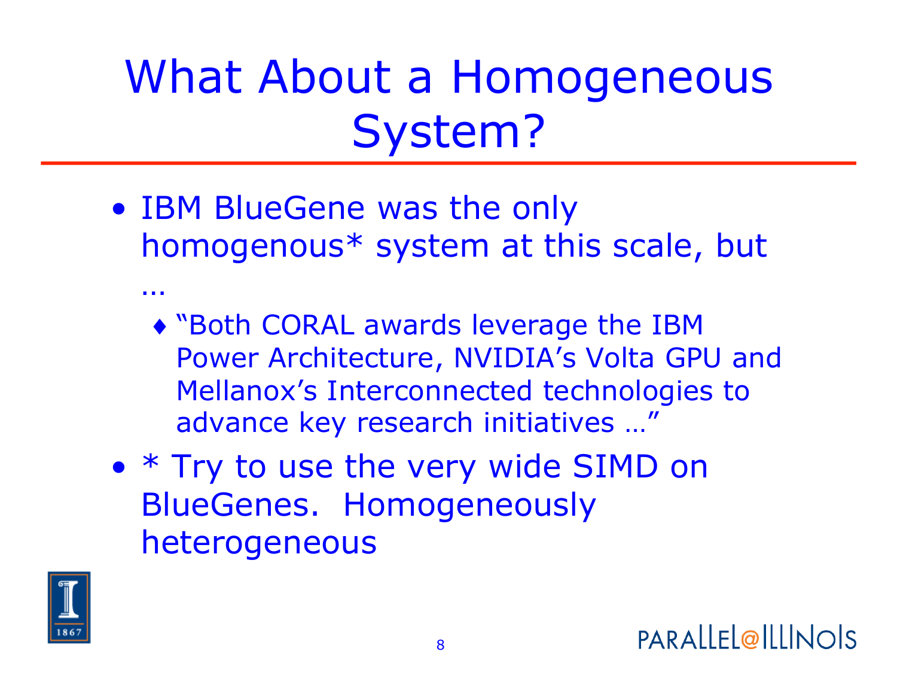# What About a Homogeneous System?

- IBM BlueGene was the only homogenous* system at this scale, but …
  - "Both CORAL awards leverage the IBM Power Architecture, NVIDIA's Volta GPU and Mellanox's Interconnected technologies to advance key research initiatives …"
- * Try to use the very wide SIMD on BlueGenes. Homogeneously heterogeneous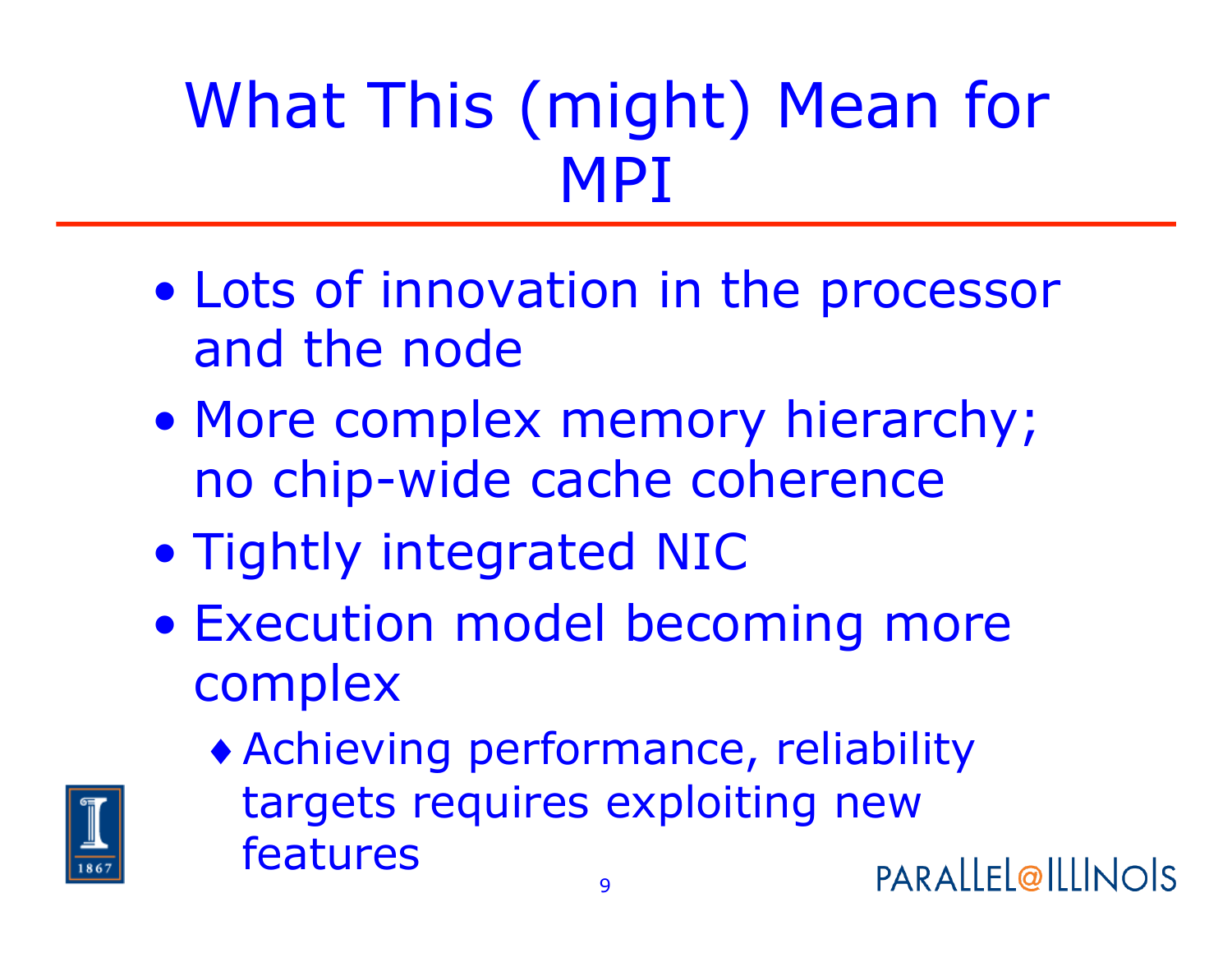# What This (might) Mean for MPI

- Lots of innovation in the processor and the node
- More complex memory hierarchy; no chip-wide cache coherence
- Tightly integrated NIC
- Execution model becoming more complex
  - Achieving performance, reliability targets requires exploiting new features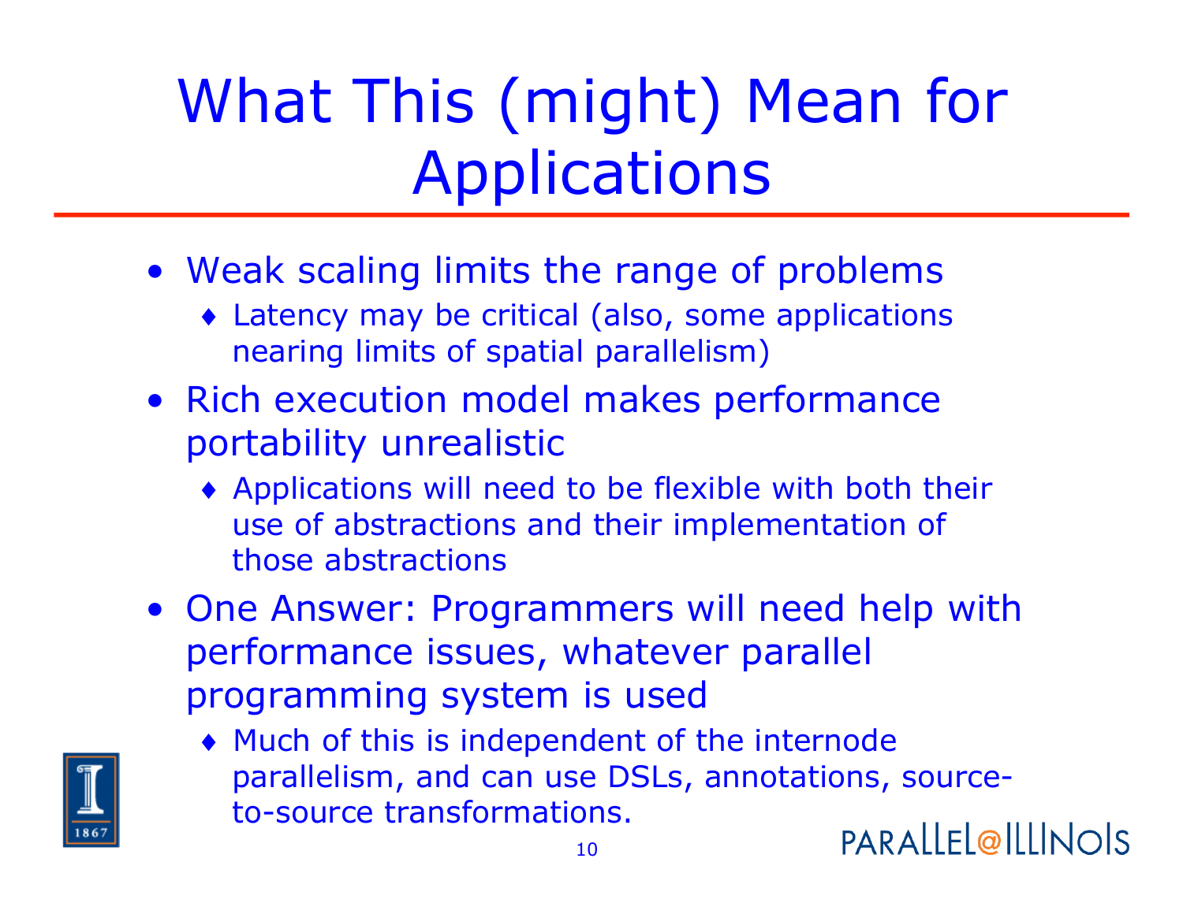# What This (might) Mean for Applications

- Weak scaling limits the range of problems
  - Latency may be critical (also, some applications nearing limits of spatial parallelism)
- Rich execution model makes performance portability unrealistic
  - Applications will need to be flexible with both their use of abstractions and their implementation of those abstractions
- One Answer: Programmers will need help with performance issues, whatever parallel programming system is used
  - Much of this is independent of the internode parallelism, and can use DSLs, annotations, source-to-source transformations.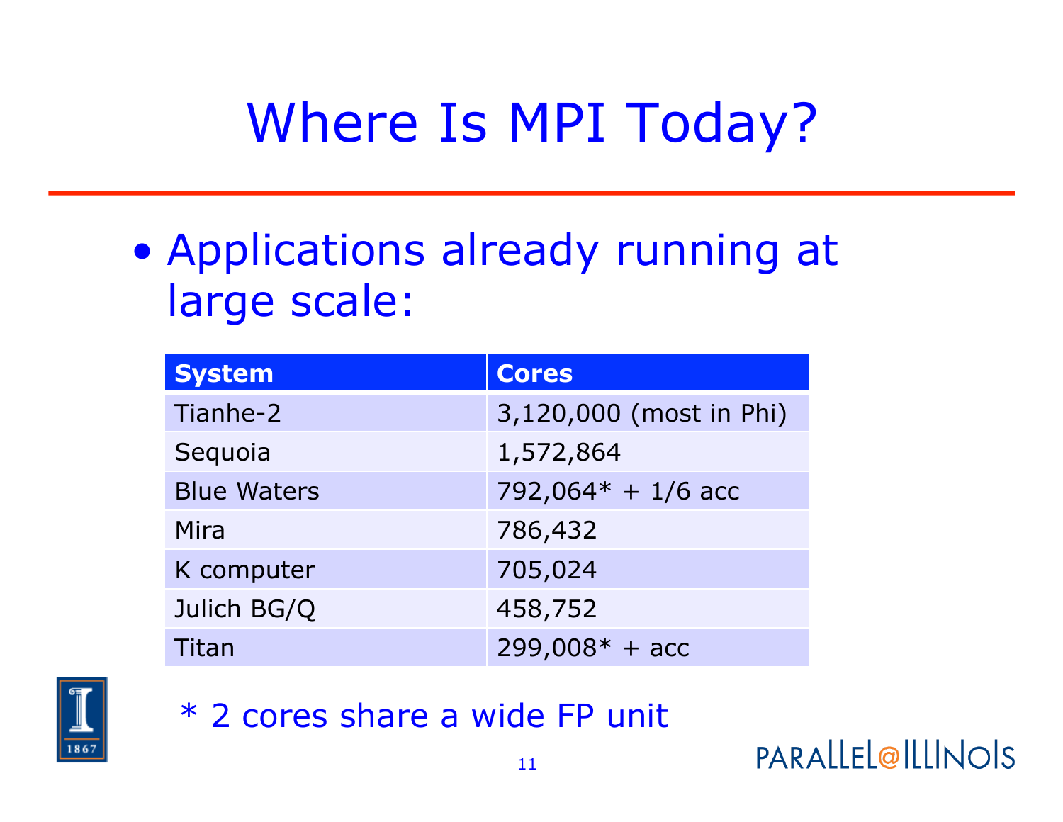# Where Is MPI Today?

- Applications already running at large scale:

| System | Cores |
|---|---|
| Tianhe-2 | 3,120,000 (most in Phi) |
| Sequoia | 1,572,864 |
| Blue Waters | 792,064* + 1/6 acc |
| Mira | 786,432 |
| K computer | 705,024 |
| Julich BG/Q | 458,752 |
| Titan | 299,008* + acc |

* 2 cores share a wide FP unit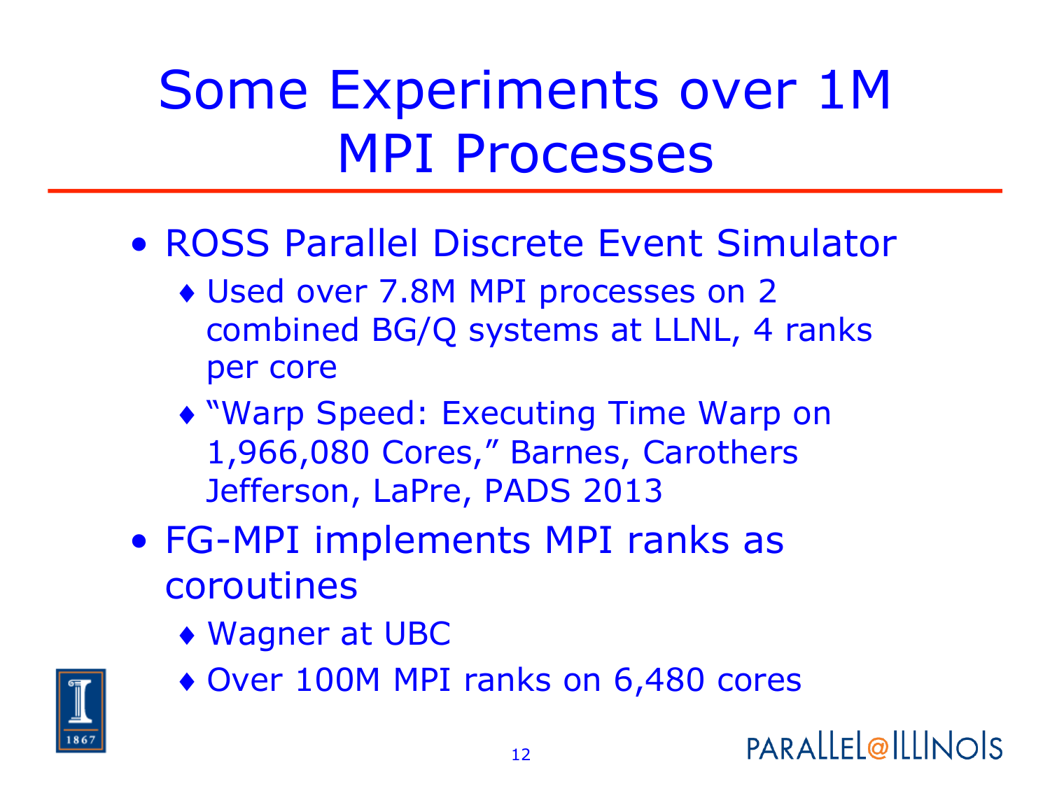# Some Experiments over 1M MPI Processes

- ROSS Parallel Discrete Event Simulator
  - Used over 7.8M MPI processes on 2 combined BG/Q systems at LLNL, 4 ranks per core
  - "Warp Speed: Executing Time Warp on 1,966,080 Cores," Barnes, Carothers Jefferson, LaPre, PADS 2013
- FG-MPI implements MPI ranks as coroutines
  - Wagner at UBC
  - Over 100M MPI ranks on 6,480 cores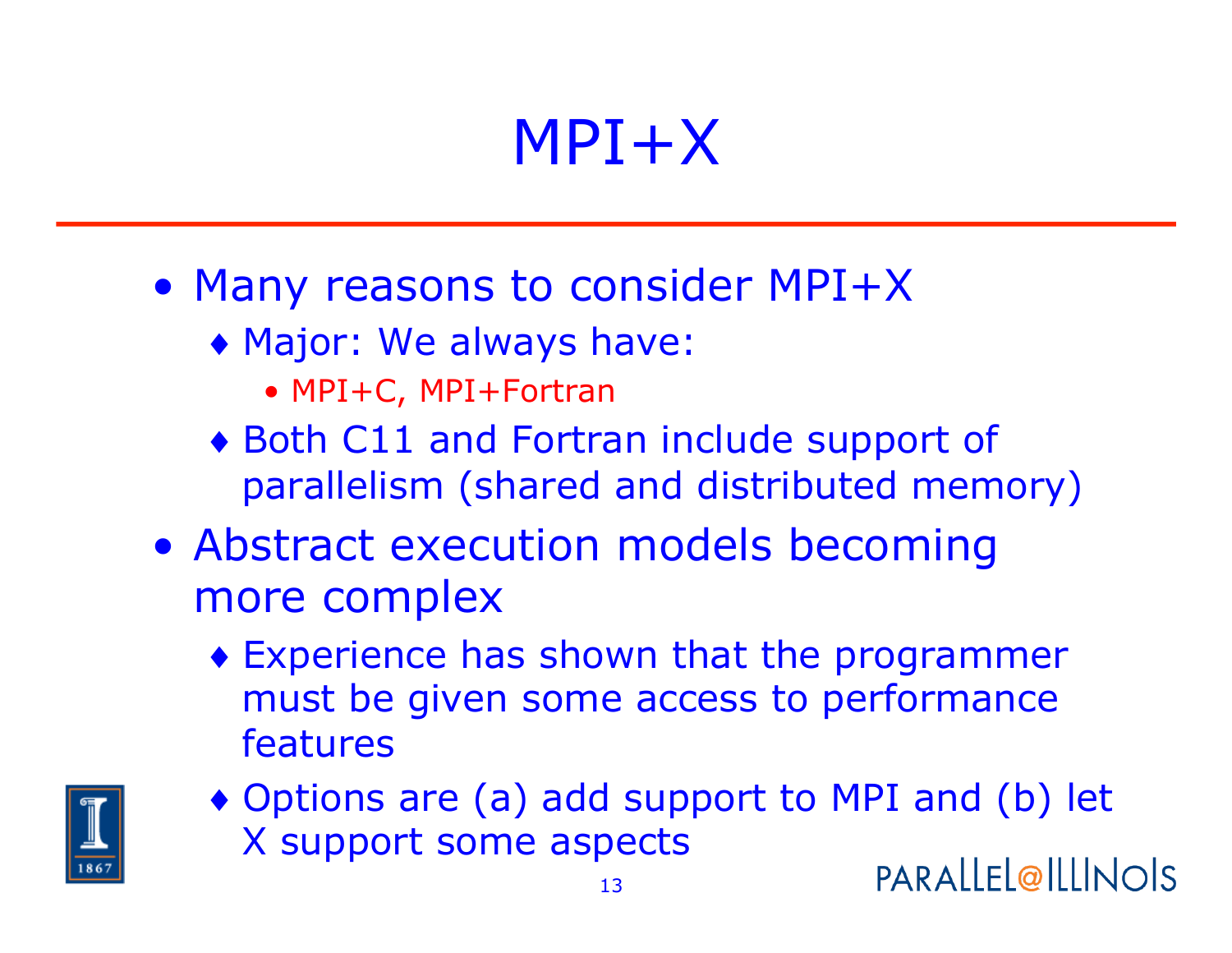# MPI+X

- Many reasons to consider MPI+X
  - Major: We always have:
    - MPI+C, MPI+Fortran
  - Both C11 and Fortran include support of parallelism (shared and distributed memory)
- Abstract execution models becoming more complex
  - Experience has shown that the programmer must be given some access to performance features
  - Options are (a) add support to MPI and (b) let X support some aspects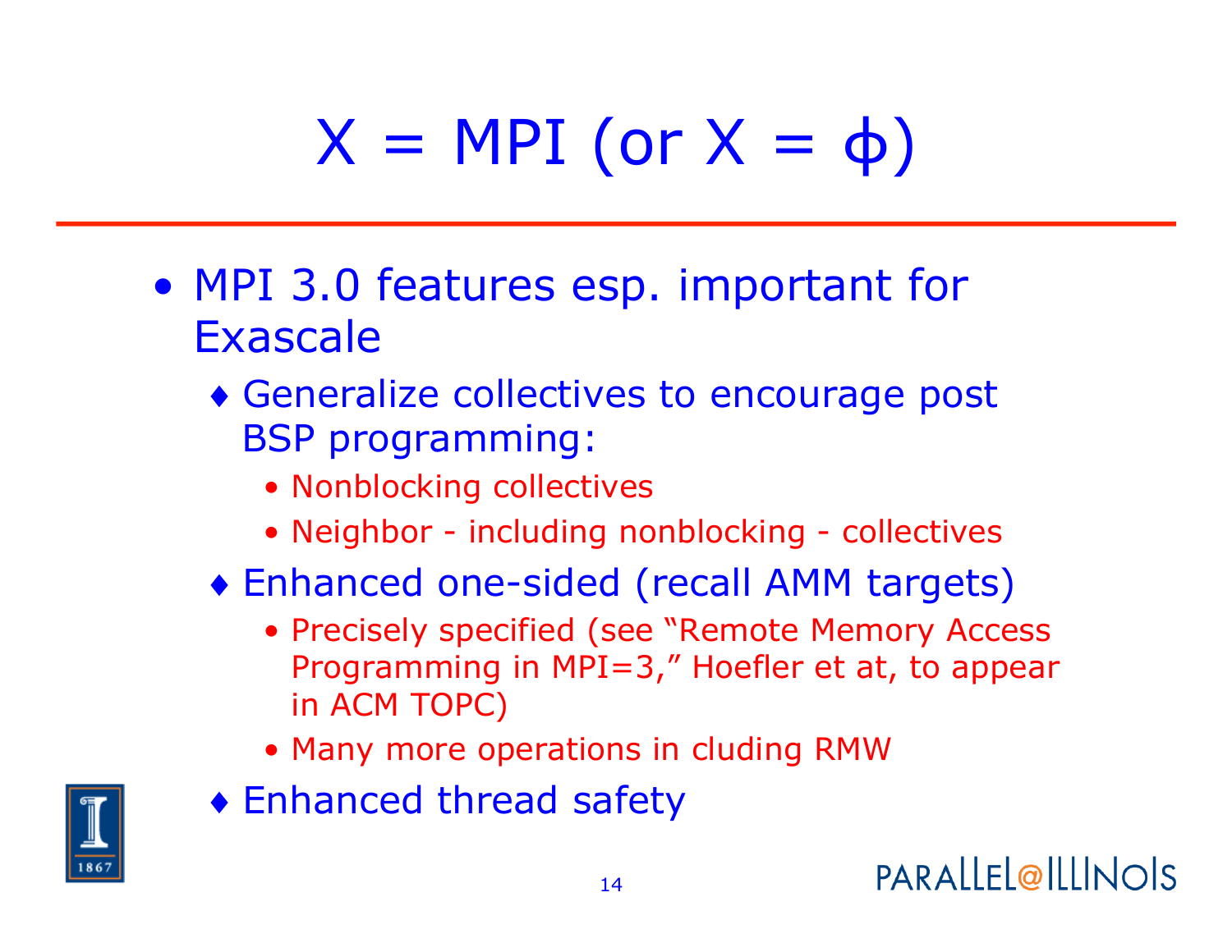# X = MPI (or X = $\phi$)

- MPI 3.0 features esp. important for Exascale
  - Generalize collectives to encourage post BSP programming:
    - Nonblocking collectives
    - Neighbor - including nonblocking - collectives
  - Enhanced one-sided (recall AMM targets)
    - Precisely specified (see "Remote Memory Access Programming in MPI=3," Hoefler et at, to appear in ACM TOPC)
    - Many more operations in cluding RMW
  - Enhanced thread safety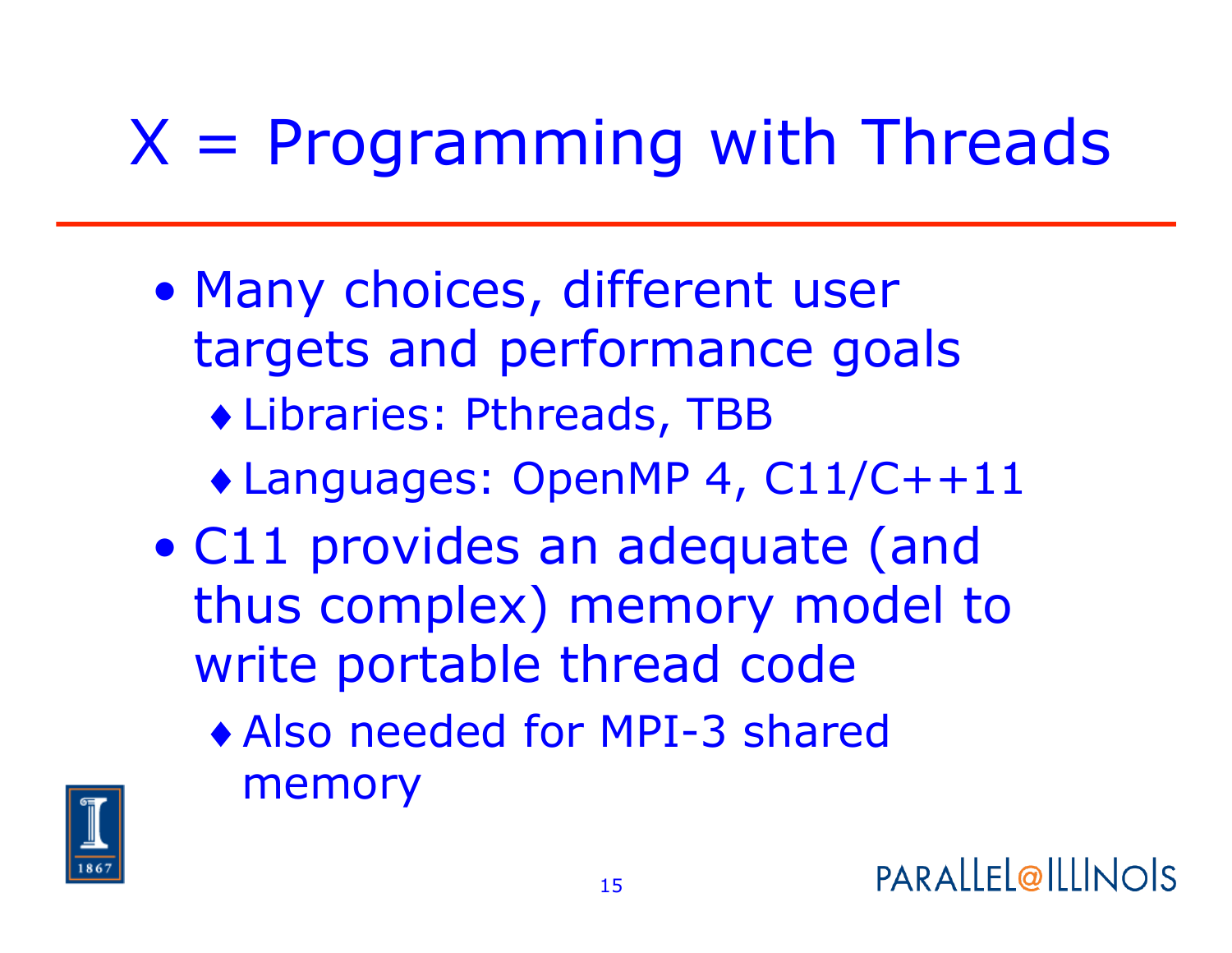# X = Programming with Threads

- Many choices, different user targets and performance goals
  - Libraries: Pthreads, TBB
  - Languages: OpenMP 4, C11/C++11
- C11 provides an adequate (and thus complex) memory model to write portable thread code
  - Also needed for MPI-3 shared memory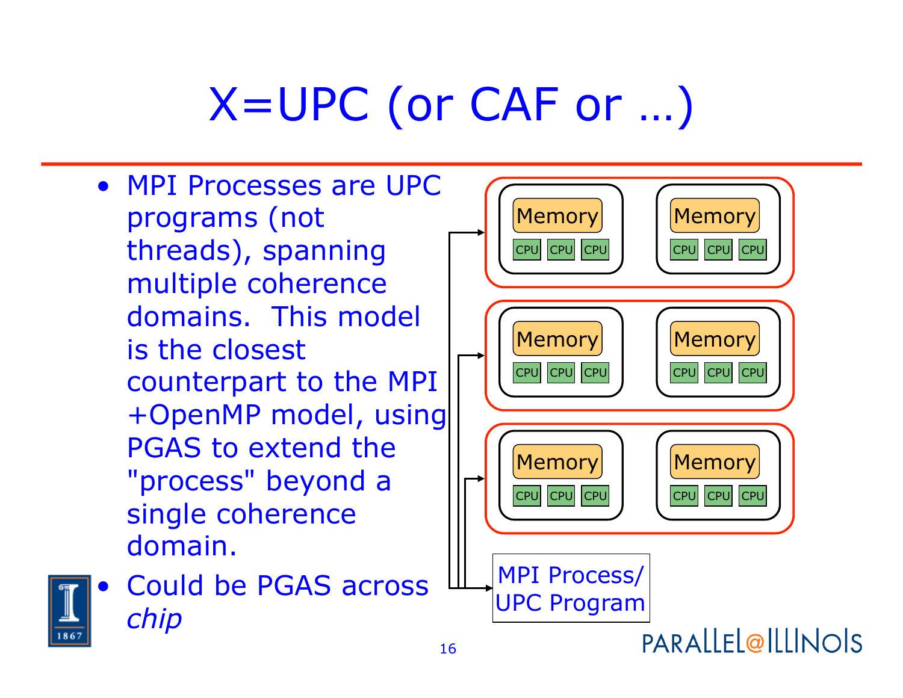# X=UPC (or CAF or …)

- MPI Processes are UPC programs (not threads), spanning multiple coherence domains. This model is the closest counterpart to the MPI +OpenMP model, using PGAS to extend the "process" beyond a single coherence domain.
- Could be PGAS across *chip*

MPI Process/ UPC Program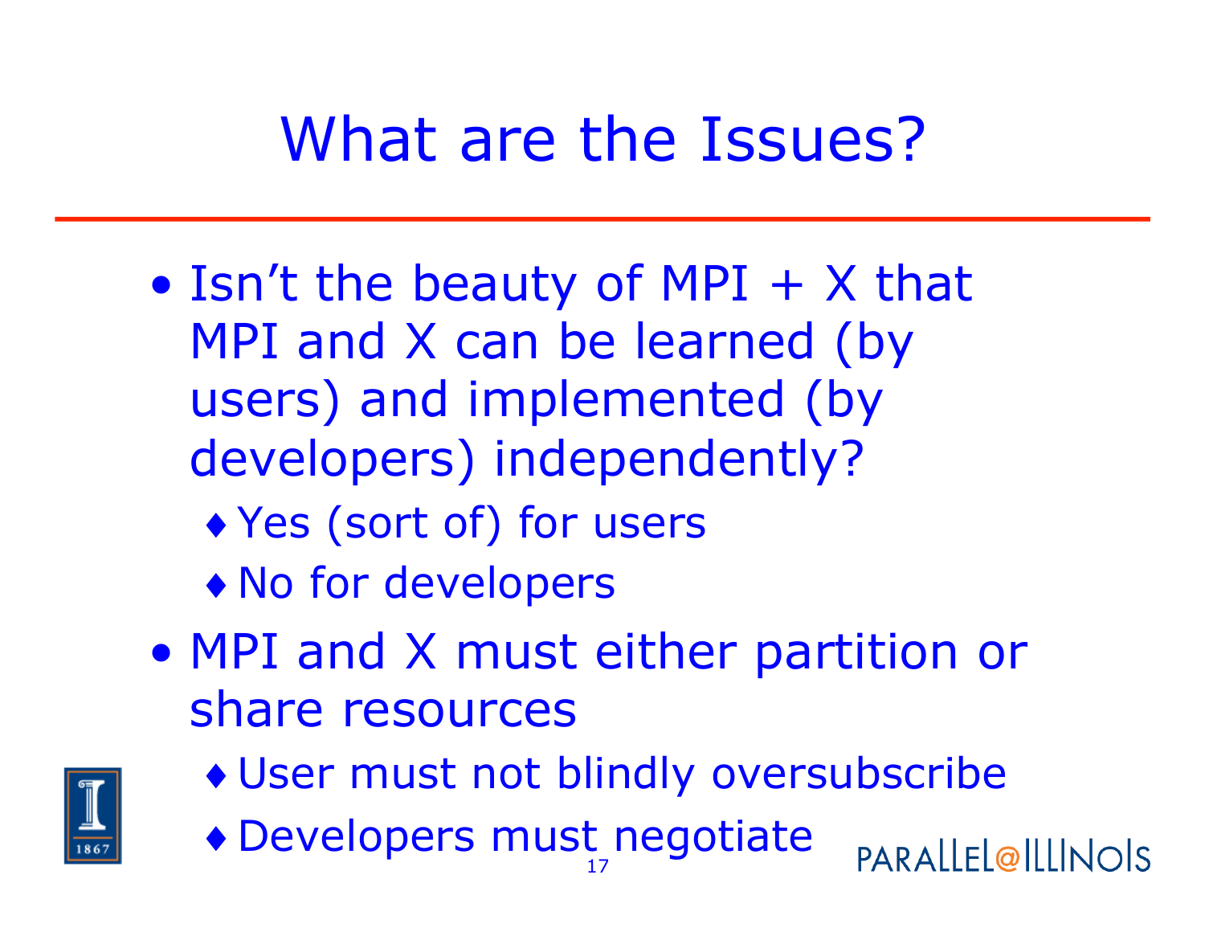# What are the Issues?

- Isn't the beauty of MPI + X that MPI and X can be learned (by users) and implemented (by developers) independently?
  - Yes (sort of) for users
  - No for developers
- MPI and X must either partition or share resources
  - User must not blindly oversubscribe
  - Developers must negotiate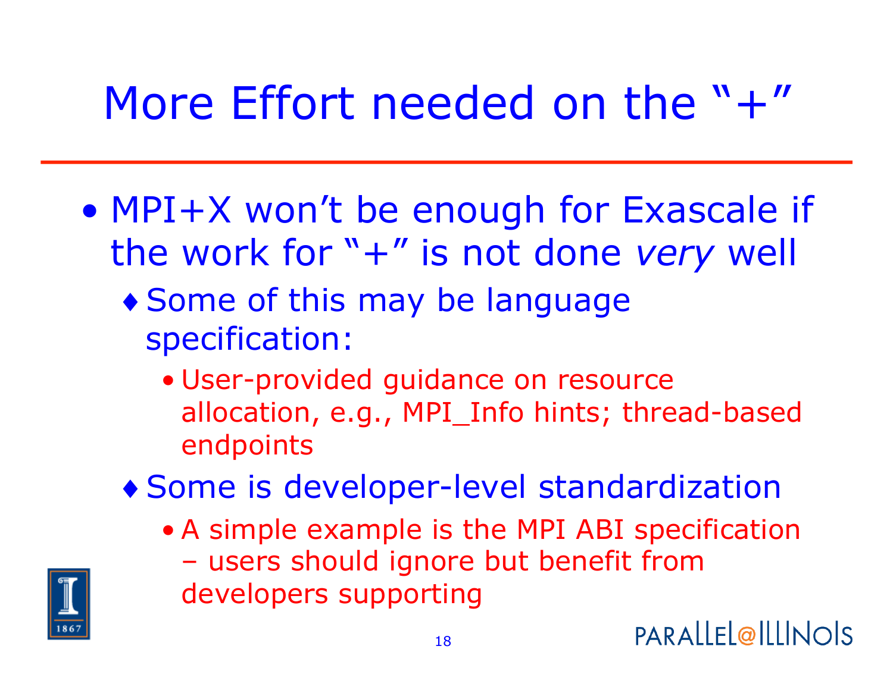# More Effort needed on the "+"

- MPI+X won't be enough for Exascale if the work for "+" is not done *very* well
  - Some of this may be language specification:
    - User-provided guidance on resource allocation, e.g., MPI_Info hints; thread-based endpoints
  - Some is developer-level standardization
    - A simple example is the MPI ABI specification – users should ignore but benefit from developers supporting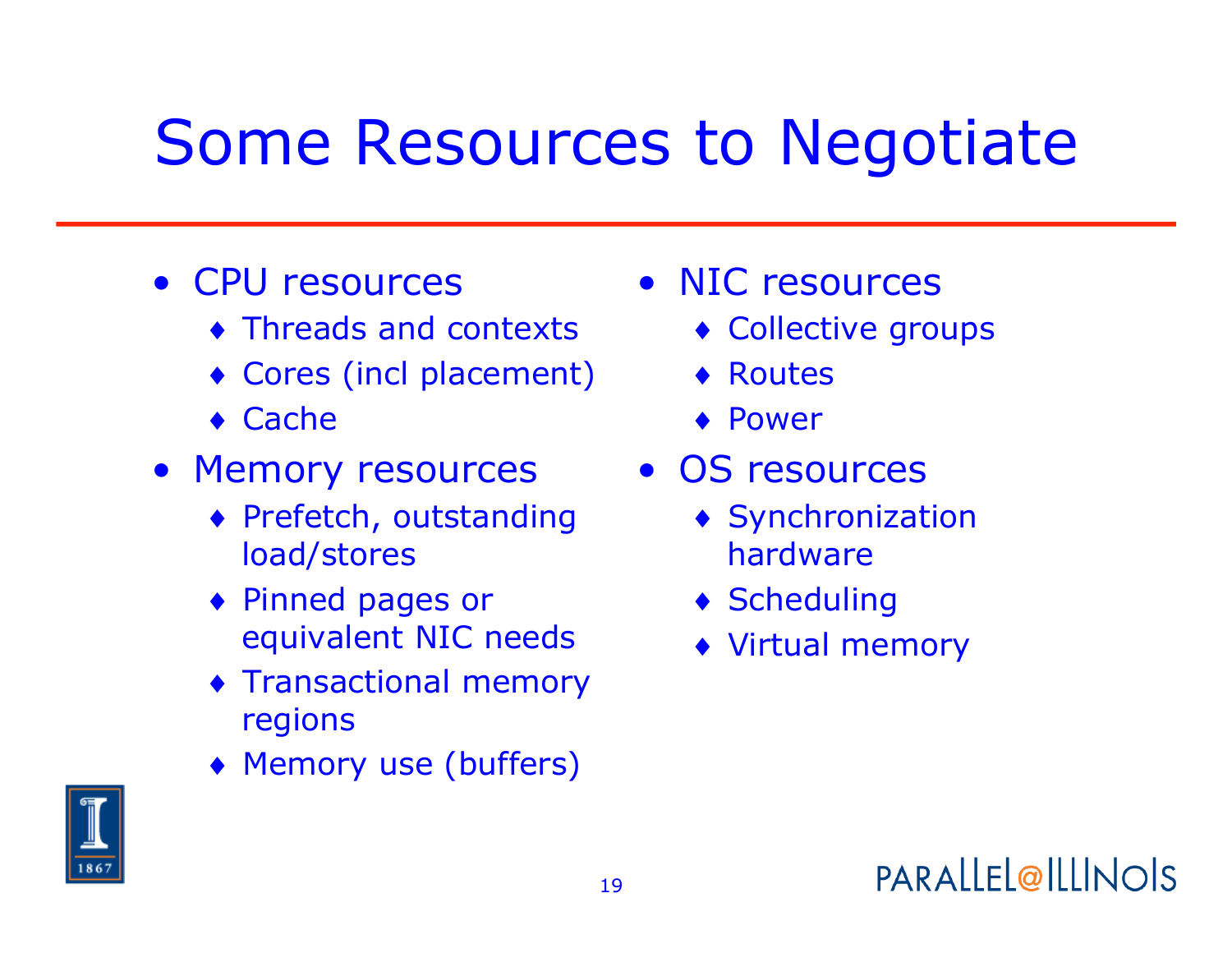# Some Resources to Negotiate

- CPU resources
  - Threads and contexts
  - Cores (incl placement)
  - Cache
- Memory resources
  - Prefetch, outstanding load/stores
  - Pinned pages or equivalent NIC needs
  - Transactional memory regions
  - Memory use (buffers)
- NIC resources
  - Collective groups
  - Routes
  - Power
- OS resources
  - Synchronization hardware
  - Scheduling
  - Virtual memory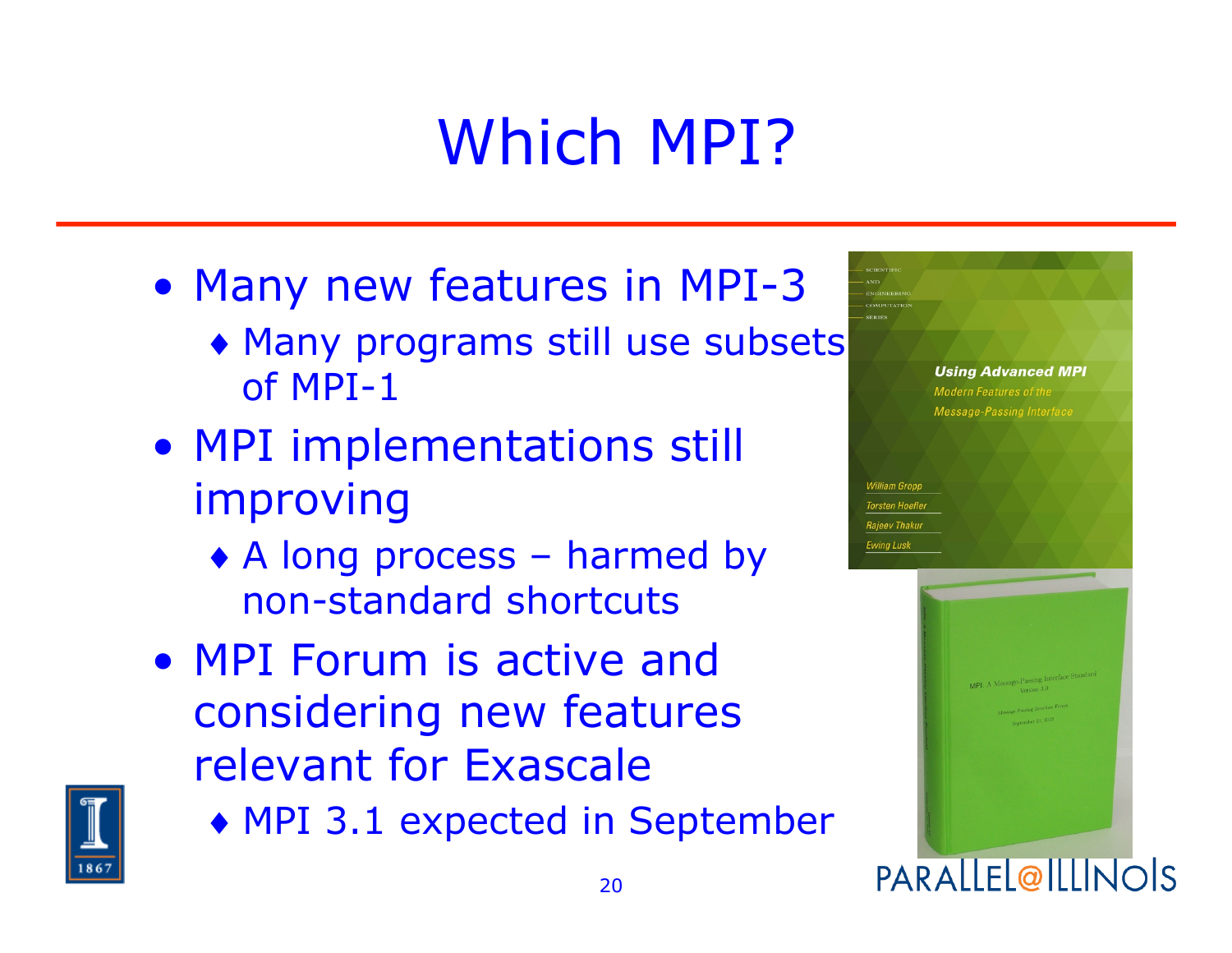# Which MPI?

- Many new features in MPI-3
  - Many programs still use subsets of MPI-1
- MPI implementations still improving
  - A long process – harmed by non-standard shortcuts
- MPI Forum is active and considering new features relevant for Exascale
  - MPI 3.1 expected in September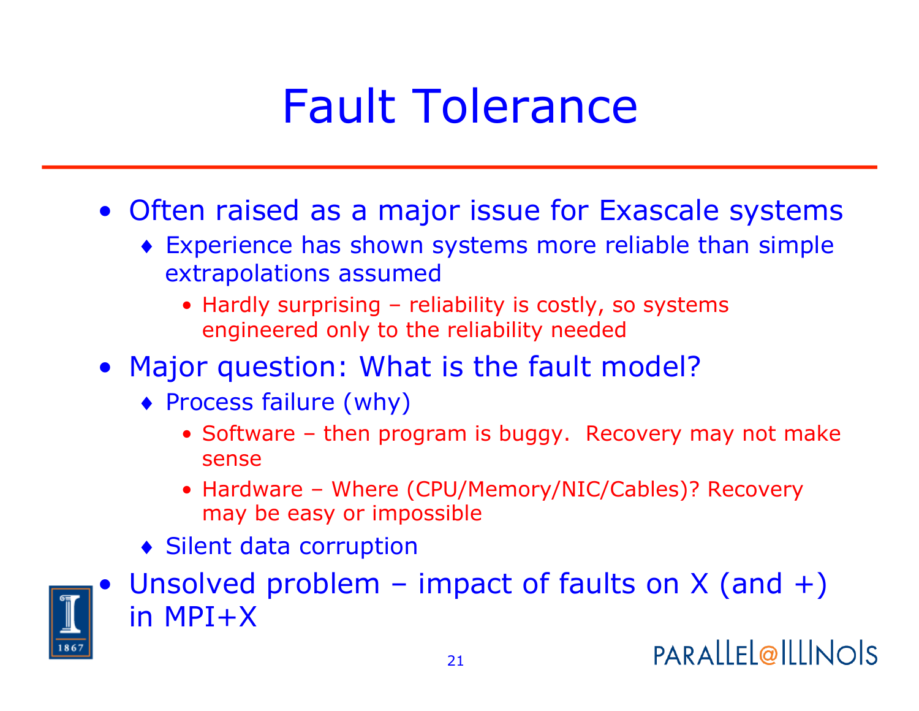# Fault Tolerance

- Often raised as a major issue for Exascale systems
  - Experience has shown systems more reliable than simple extrapolations assumed
    - Hardly surprising – reliability is costly, so systems engineered only to the reliability needed
- Major question: What is the fault model?
  - Process failure (why)
    - Software – then program is buggy. Recovery may not make sense
    - Hardware – Where (CPU/Memory/NIC/Cables)? Recovery may be easy or impossible
  - Silent data corruption
- Unsolved problem – impact of faults on X (and +) in MPI+X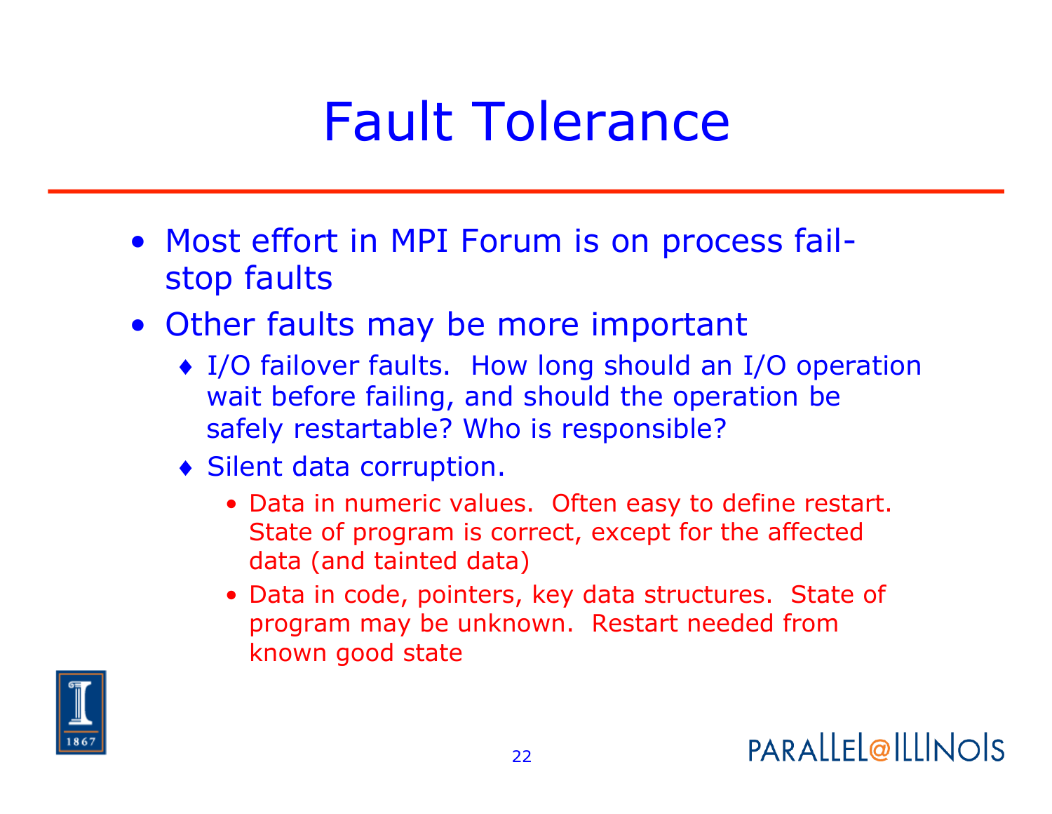# Fault Tolerance

- Most effort in MPI Forum is on process fail-stop faults
- Other faults may be more important
  - I/O failover faults. How long should an I/O operation wait before failing, and should the operation be safely restartable? Who is responsible?
  - Silent data corruption.
    - Data in numeric values. Often easy to define restart. State of program is correct, except for the affected data (and tainted data)
    - Data in code, pointers, key data structures. State of program may be unknown. Restart needed from known good state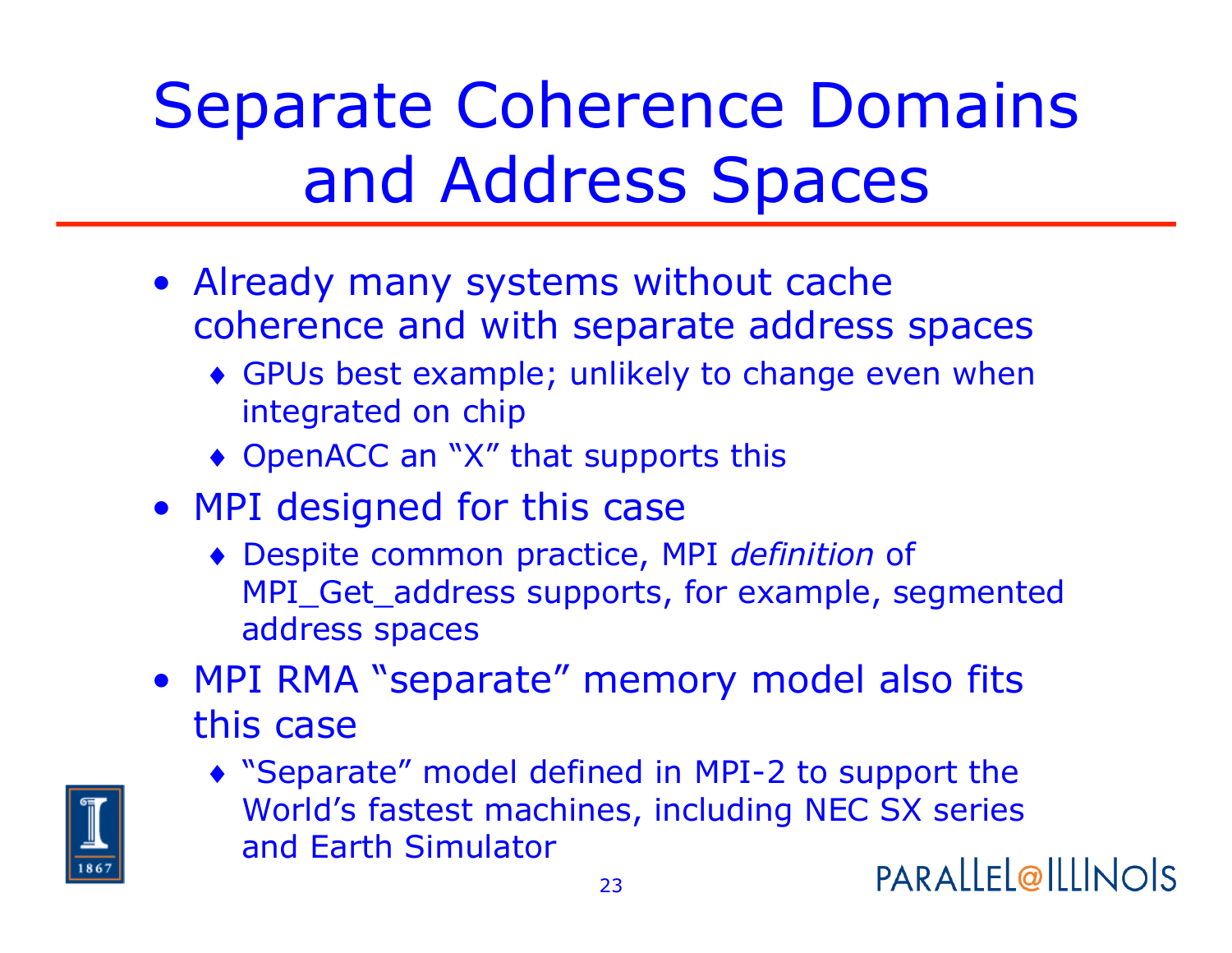# Separate Coherence Domains and Address Spaces

- Already many systems without cache coherence and with separate address spaces
  - GPUs best example; unlikely to change even when integrated on chip
  - OpenACC an "X" that supports this
- MPI designed for this case
  - Despite common practice, MPI *definition* of MPI_Get_address supports, for example, segmented address spaces
- MPI RMA "separate" memory model also fits this case
  - "Separate" model defined in MPI-2 to support the World's fastest machines, including NEC SX series and Earth Simulator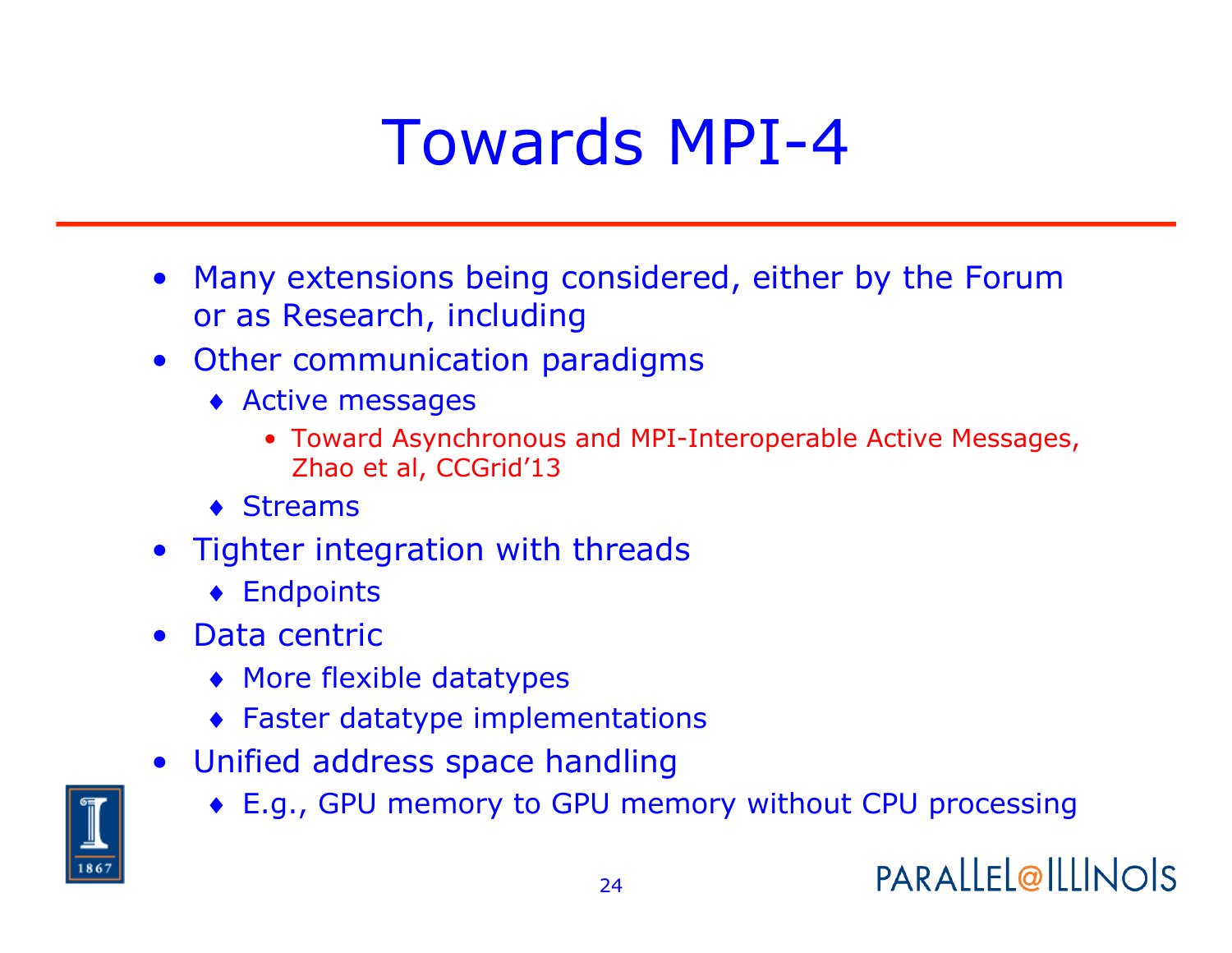# Towards MPI-4

- Many extensions being considered, either by the Forum or as Research, including
- Other communication paradigms
  - Active messages
    - Toward Asynchronous and MPI-Interoperable Active Messages, Zhao et al, CCGrid'13
  - Streams
- Tighter integration with threads
  - Endpoints
- Data centric
  - More flexible datatypes
  - Faster datatype implementations
- Unified address space handling
  - E.g., GPU memory to GPU memory without CPU processing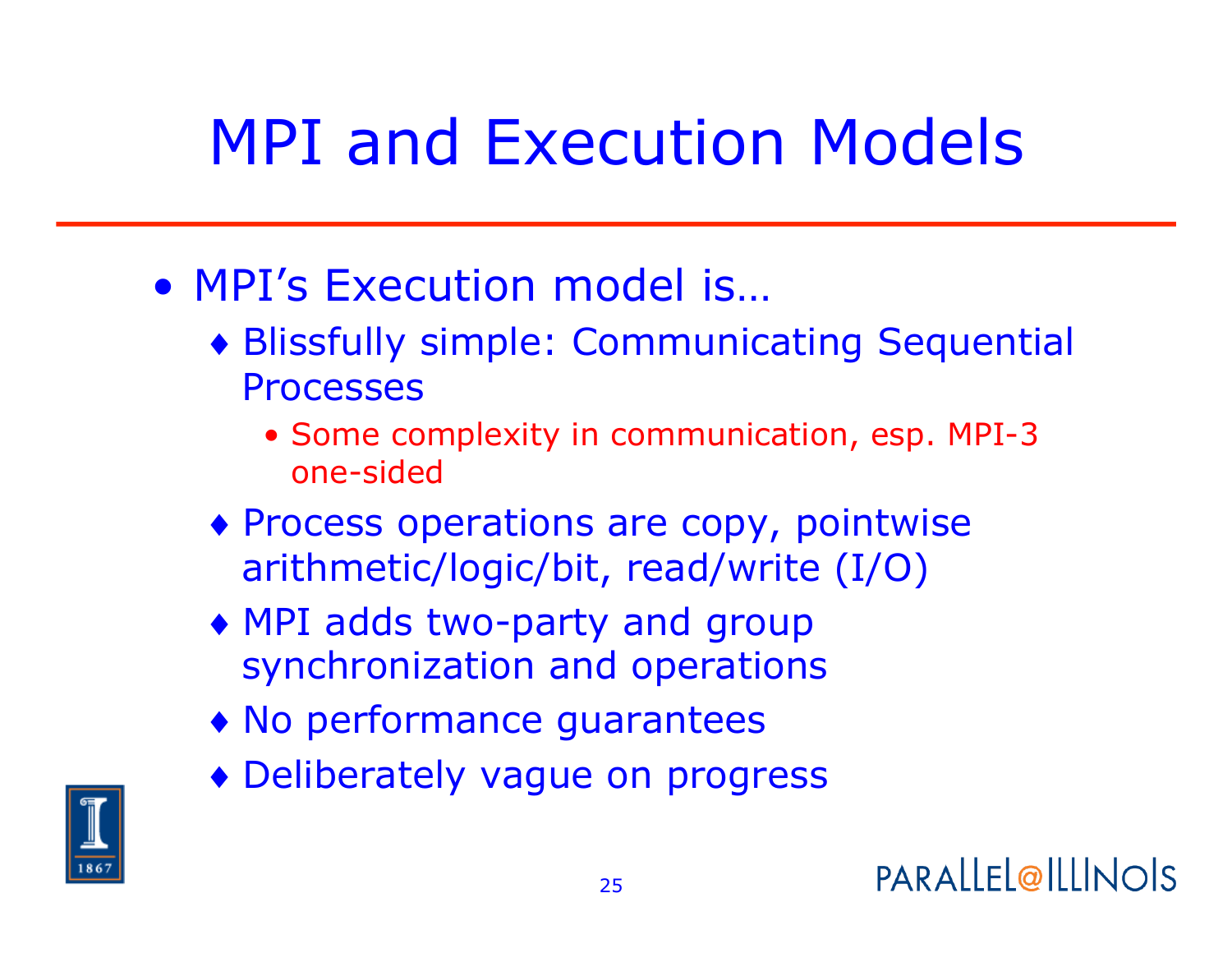# MPI and Execution Models

- MPI's Execution model is…
  - Blissfully simple: Communicating Sequential Processes
    - Some complexity in communication, esp. MPI-3 one-sided
  - Process operations are copy, pointwise arithmetic/logic/bit, read/write (I/O)
  - MPI adds two-party and group synchronization and operations
  - No performance guarantees
  - Deliberately vague on progress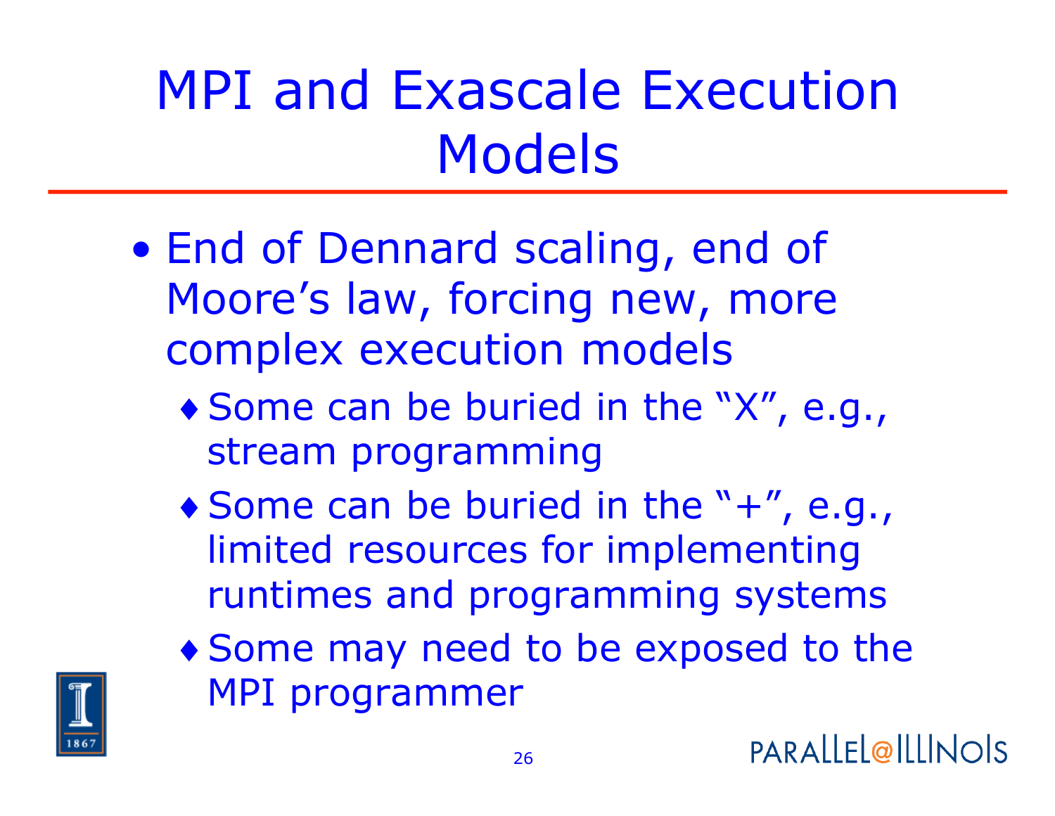# MPI and Exascale Execution Models

- End of Dennard scaling, end of Moore's law, forcing new, more complex execution models
  - Some can be buried in the "X", e.g., stream programming
  - Some can be buried in the "+", e.g., limited resources for implementing runtimes and programming systems
  - Some may need to be exposed to the MPI programmer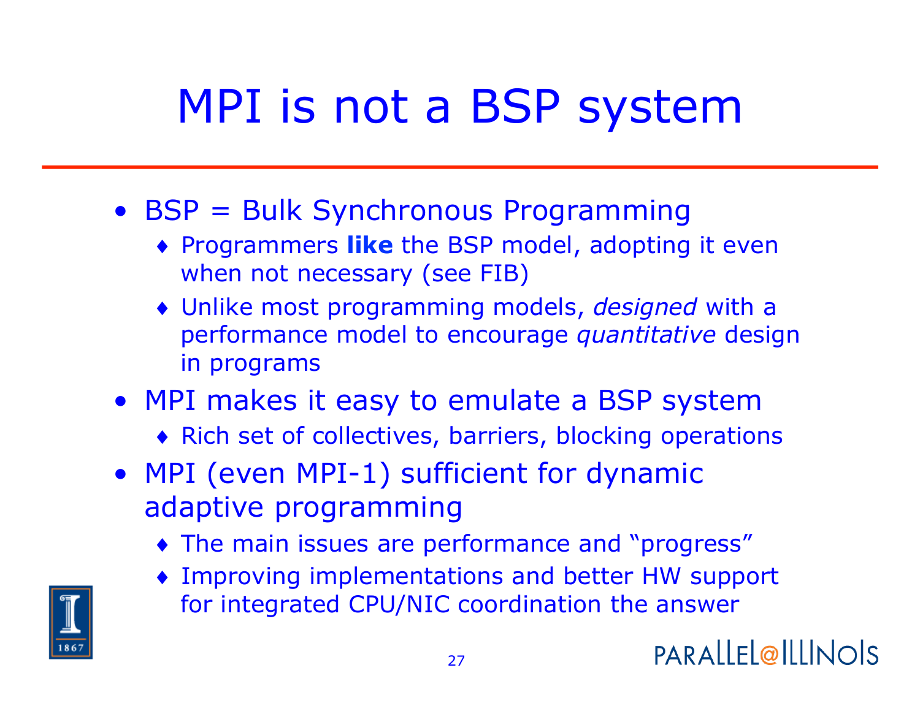# MPI is not a BSP system

- BSP = Bulk Synchronous Programming
  - Programmers **like** the BSP model, adopting it even when not necessary (see FIB)
  - Unlike most programming models, *designed* with a performance model to encourage *quantitative* design in programs
- MPI makes it easy to emulate a BSP system
  - Rich set of collectives, barriers, blocking operations
- MPI (even MPI-1) sufficient for dynamic adaptive programming
  - The main issues are performance and "progress"
  - Improving implementations and better HW support for integrated CPU/NIC coordination the answer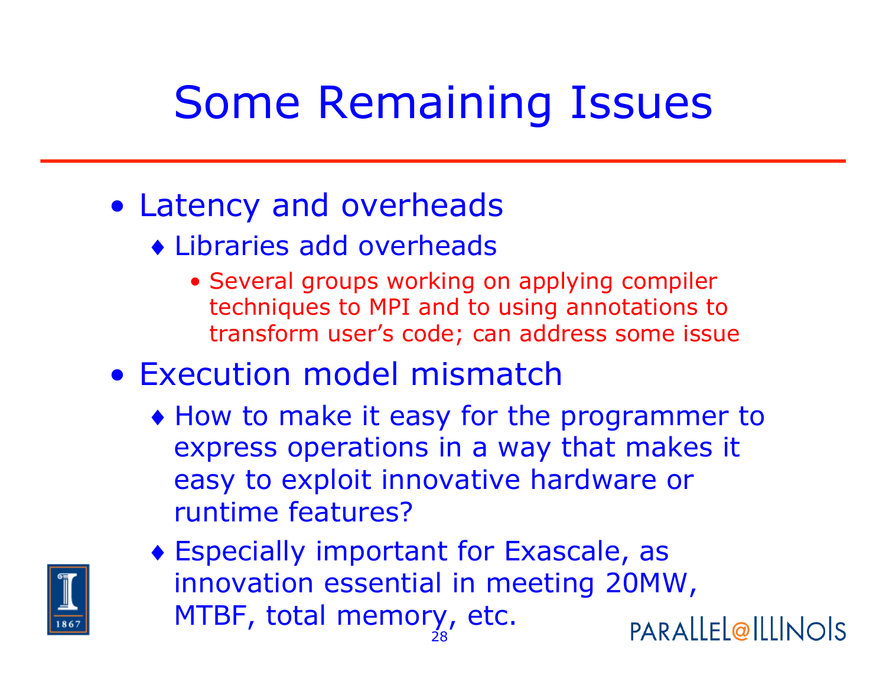# Some Remaining Issues

- Latency and overheads
  - Libraries add overheads
    - Several groups working on applying compiler techniques to MPI and to using annotations to transform user's code; can address some issue
- Execution model mismatch
  - How to make it easy for the programmer to express operations in a way that makes it easy to exploit innovative hardware or runtime features?
  - Especially important for Exascale, as innovation essential in meeting 20MW, MTBF, total memory, etc.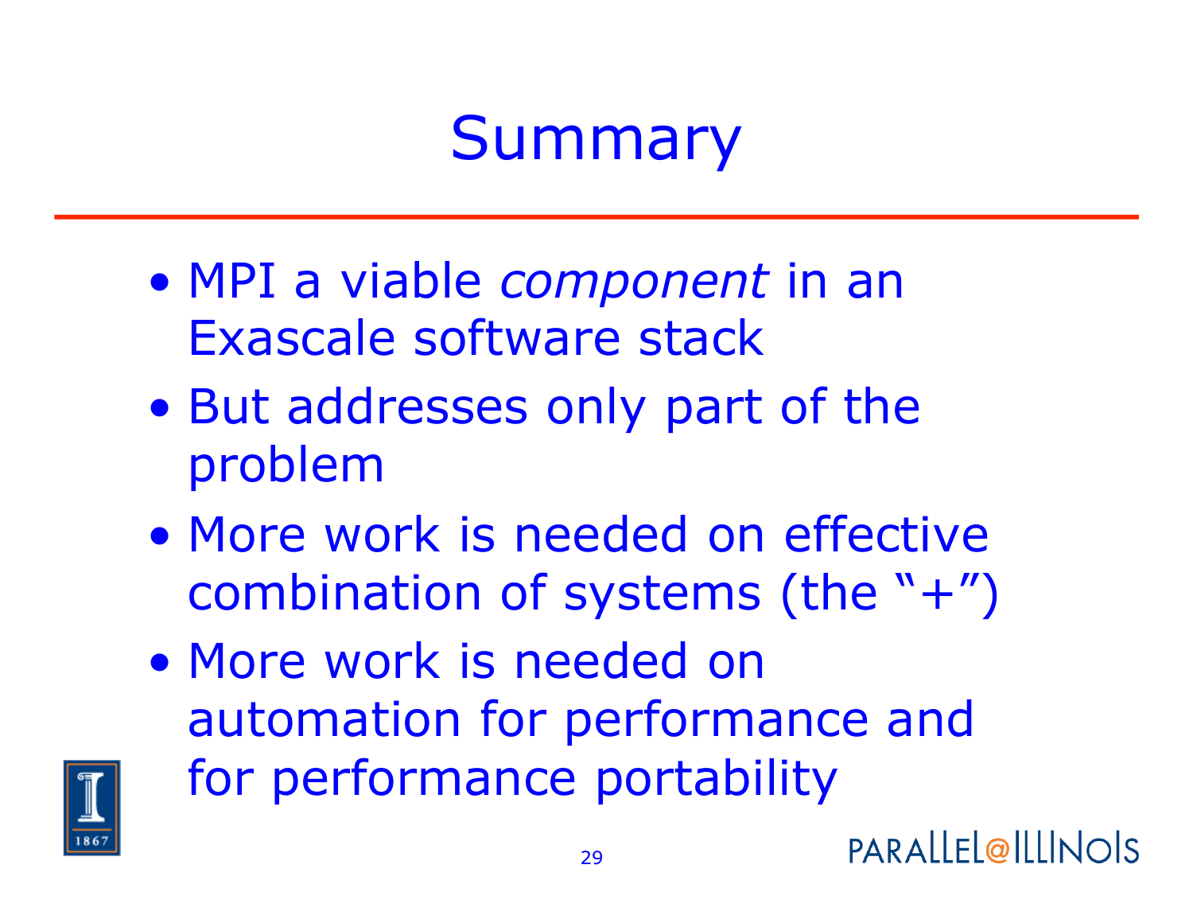# Summary

- MPI a viable *component* in an Exascale software stack
- But addresses only part of the problem
- More work is needed on effective combination of systems (the "+")
- More work is needed on automation for performance and for performance portability